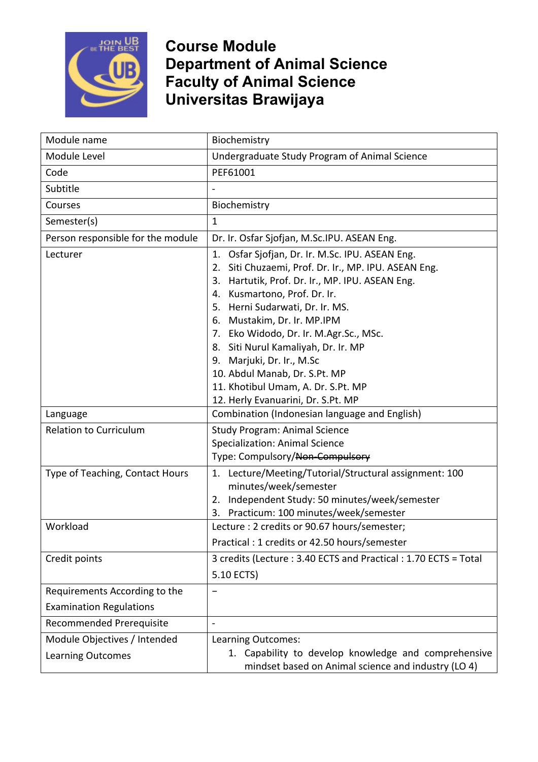# Course Module
# Department of Animal Science
# Faculty of Animal Science
# Universitas Brawijaya

| Module name | Biochemistry |
|---|---|
| Module Level | Undergraduate Study Program of Animal Science |
| Code | PEF61001 |
| Subtitle | - |
| Courses | Biochemistry |
| Semester(s) | 1 |
| Person responsible for the module | Dr. Ir. Osfar Sjofjan, M.Sc.IPU. ASEAN Eng. |
| Lecturer | 1. Osfar Sjofjan, Dr. Ir. M.Sc. IPU. ASEAN Eng.<br>2. Siti Chuzaemi, Prof. Dr. Ir., MP. IPU. ASEAN Eng.<br>3. Hartutik, Prof. Dr. Ir., MP. IPU. ASEAN Eng.<br>4. Kusmartono, Prof. Dr. Ir.<br>5. Herni Sudarwati, Dr. Ir. MS.<br>6. Mustakim, Dr. Ir. MP.IPM<br>7. Eko Widodo, Dr. Ir. M.Agr.Sc., MSc.<br>8. Siti Nurul Kamaliyah, Dr. Ir. MP<br>9. Marjuki, Dr. Ir., M.Sc<br>10. Abdul Manab, Dr. S.Pt. MP<br>11. Khotibul Umam, A. Dr. S.Pt. MP<br>12. Herly Evanuarini, Dr. S.Pt. MP |
| Language | Combination (Indonesian language and English) |
| Relation to Curriculum | Study Program: Animal Science<br>Specialization: Animal Science<br>Type: Compulsory/~~Non-Compulsory~~ |
| Type of Teaching, Contact Hours | 1. Lecture/Meeting/Tutorial/Structural assignment: 100 minutes/week/semester<br>2. Independent Study: 50 minutes/week/semester<br>3. Practicum: 100 minutes/week/semester |
| Workload | Lecture : 2 credits or 90.67 hours/semester;<br>Practical : 1 credits or 42.50 hours/semester |
| Credit points | 3 credits (Lecture : 3.40 ECTS and Practical : 1.70 ECTS = Total 5.10 ECTS) |
| Requirements According to the Examination Regulations | – |
| Recommended Prerequisite | - |
| Module Objectives / Intended Learning Outcomes | Learning Outcomes:<br>1. Capability to develop knowledge and comprehensive mindset based on Animal science and industry (LO 4) |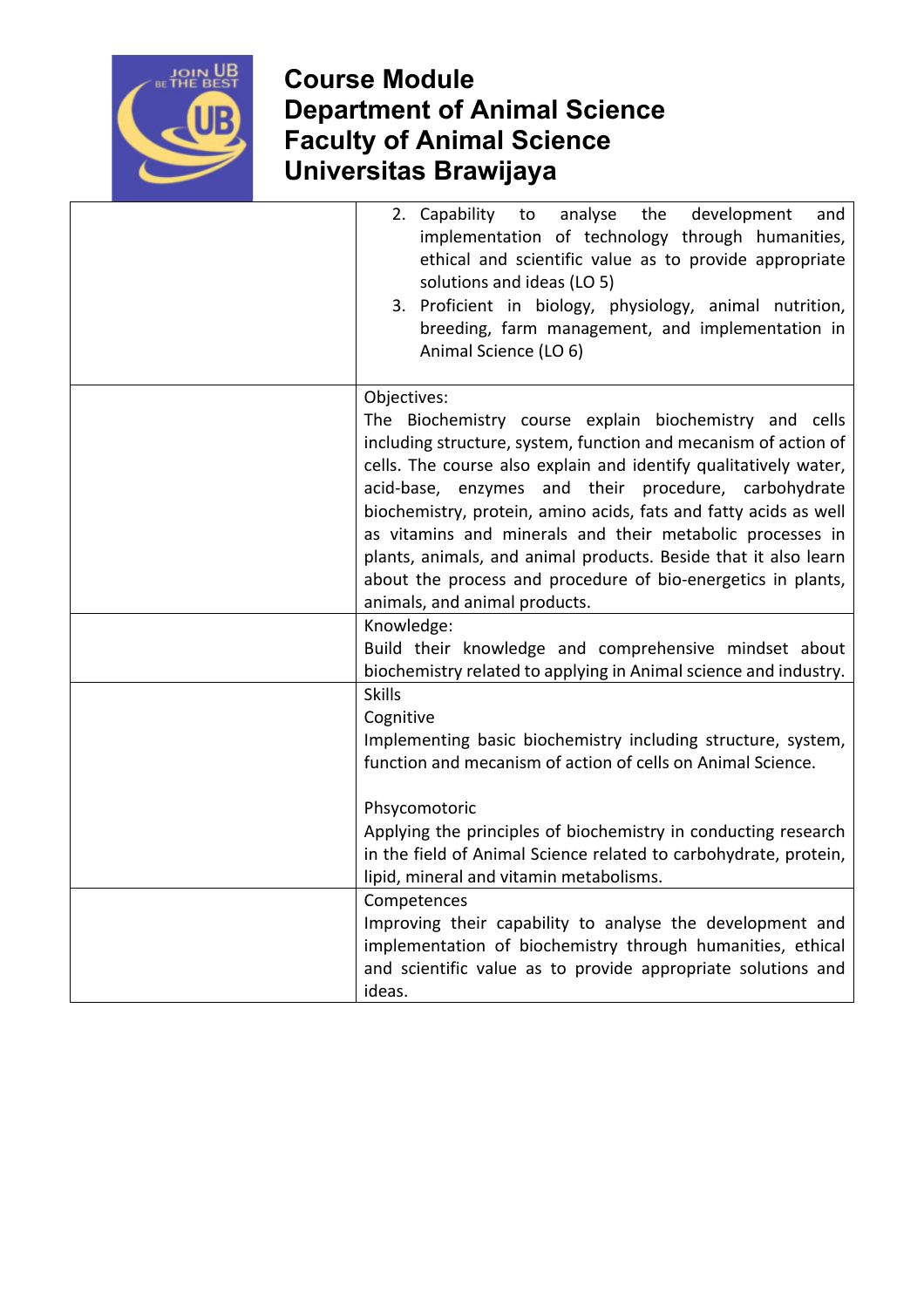# Course Module
# Department of Animal Science
# Faculty of Animal Science
# Universitas Brawijaya

| | |
|---|---|
| | 2. Capability to analyse the development and implementation of technology through humanities, ethical and scientific value as to provide appropriate solutions and ideas (LO 5)<br>3. Proficient in biology, physiology, animal nutrition, breeding, farm management, and implementation in Animal Science (LO 6) |
| | Objectives:<br>The Biochemistry course explain biochemistry and cells including structure, system, function and mecanism of action of cells. The course also explain and identify qualitatively water, acid-base, enzymes and their procedure, carbohydrate biochemistry, protein, amino acids, fats and fatty acids as well as vitamins and minerals and their metabolic processes in plants, animals, and animal products. Beside that it also learn about the process and procedure of bio-energetics in plants, animals, and animal products. |
| | Knowledge:<br>Build their knowledge and comprehensive mindset about biochemistry related to applying in Animal science and industry. |
| | Skills<br>Cognitive<br>Implementing basic biochemistry including structure, system, function and mecanism of action of cells on Animal Science.<br><br>Phsycomotoric<br>Applying the principles of biochemistry in conducting research in the field of Animal Science related to carbohydrate, protein, lipid, mineral and vitamin metabolisms. |
| | Competences<br>Improving their capability to analyse the development and implementation of biochemistry through humanities, ethical and scientific value as to provide appropriate solutions and ideas. |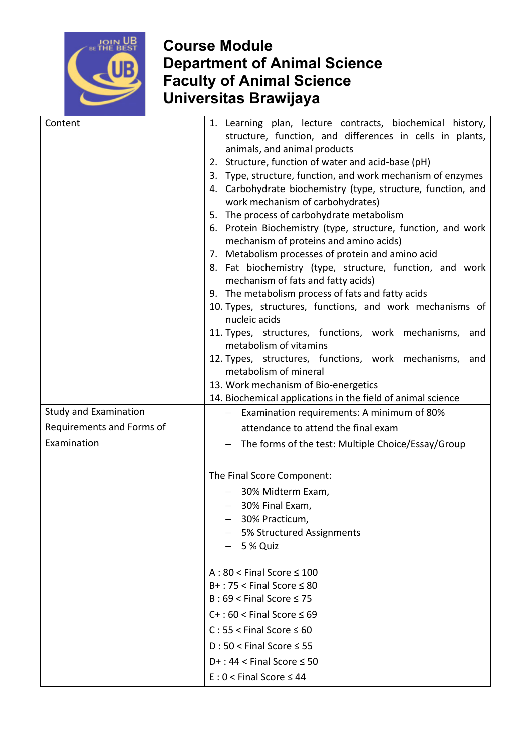# Course Module
# Department of Animal Science
# Faculty of Animal Science
# Universitas Brawijaya

| | |
|---|---|
| Content | 1. Learning plan, lecture contracts, biochemical history, structure, function, and differences in cells in plants, animals, and animal products<br>2. Structure, function of water and acid-base (pH)<br>3. Type, structure, function, and work mechanism of enzymes<br>4. Carbohydrate biochemistry (type, structure, function, and work mechanism of carbohydrates)<br>5. The process of carbohydrate metabolism<br>6. Protein Biochemistry (type, structure, function, and work mechanism of proteins and amino acids)<br>7. Metabolism processes of protein and amino acid<br>8. Fat biochemistry (type, structure, function, and work mechanism of fats and fatty acids)<br>9. The metabolism process of fats and fatty acids<br>10. Types, structures, functions, and work mechanisms of nucleic acids<br>11. Types, structures, functions, work mechanisms, and metabolism of vitamins<br>12. Types, structures, functions, work mechanisms, and metabolism of mineral<br>13. Work mechanism of Bio-energetics<br>14. Biochemical applications in the field of animal science |
| Study and Examination Requirements and Forms of Examination | – Examination requirements: A minimum of 80% attendance to attend the final exam<br>– The forms of the test: Multiple Choice/Essay/Group<br><br>The Final Score Component:<br>– 30% Midterm Exam,<br>– 30% Final Exam,<br>– 30% Practicum,<br>– 5% Structured Assignments<br>– 5 % Quiz<br><br>A : 80 < Final Score ≤ 100<br>B+ : 75 < Final Score ≤ 80<br>B : 69 < Final Score ≤ 75<br>C+ : 60 < Final Score ≤ 69<br>C : 55 < Final Score ≤ 60<br>D : 50 < Final Score ≤ 55<br>D+ : 44 < Final Score ≤ 50<br>E : 0 < Final Score ≤ 44 |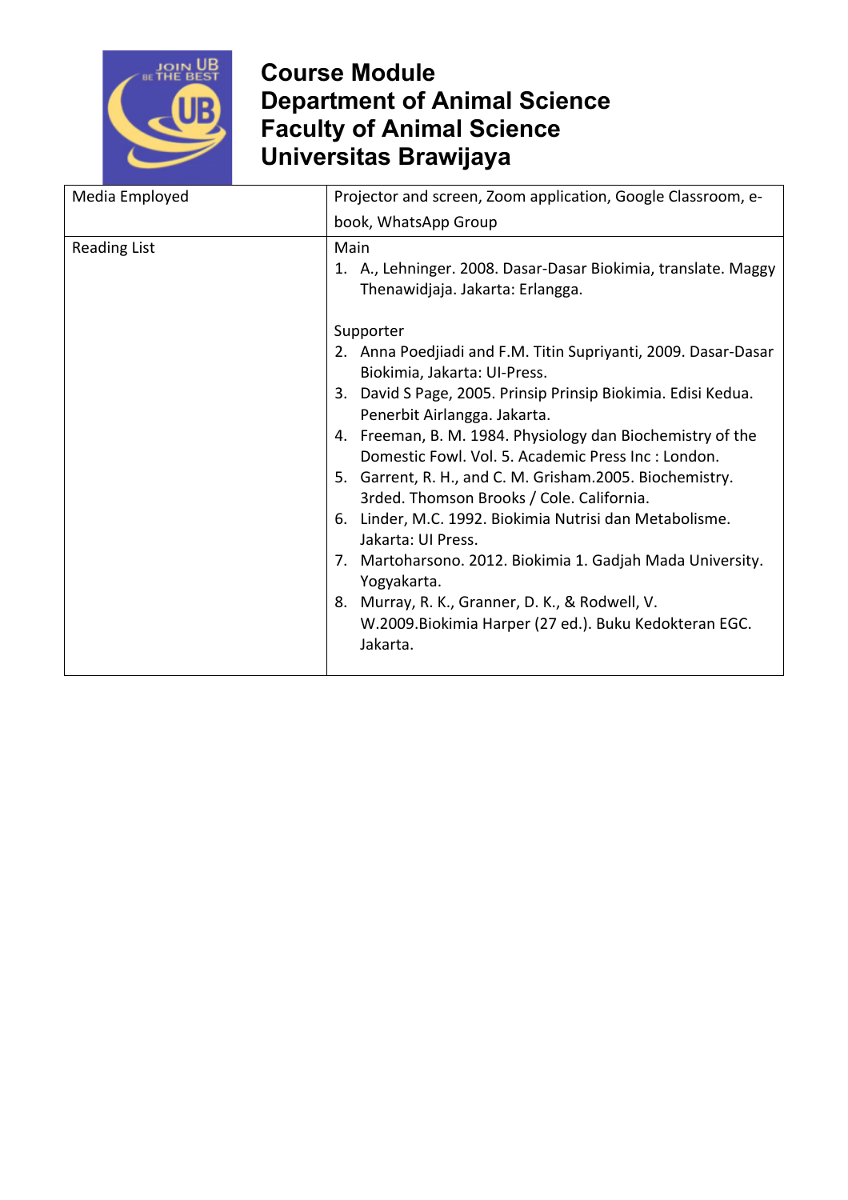# Course Module
# Department of Animal Science
# Faculty of Animal Science
# Universitas Brawijaya

| | |
|---|---|
| Media Employed | Projector and screen, Zoom application, Google Classroom, e-book, WhatsApp Group |
| Reading List | Main<br>1. A., Lehninger. 2008. Dasar-Dasar Biokimia, translate. Maggy Thenawidjaja. Jakarta: Erlangga.<br><br>Supporter<br>2. Anna Poedjiadi and F.M. Titin Supriyanti, 2009. Dasar-Dasar Biokimia, Jakarta: UI-Press.<br>3. David S Page, 2005. Prinsip Prinsip Biokimia. Edisi Kedua. Penerbit Airlangga. Jakarta.<br>4. Freeman, B. M. 1984. Physiology dan Biochemistry of the Domestic Fowl. Vol. 5. Academic Press Inc : London.<br>5. Garrent, R. H., and C. M. Grisham.2005. Biochemistry. 3rded. Thomson Brooks / Cole. California.<br>6. Linder, M.C. 1992. Biokimia Nutrisi dan Metabolisme. Jakarta: UI Press.<br>7. Martoharsono. 2012. Biokimia 1. Gadjah Mada University. Yogyakarta.<br>8. Murray, R. K., Granner, D. K., & Rodwell, V. W.2009.Biokimia Harper (27 ed.). Buku Kedokteran EGC. Jakarta. |